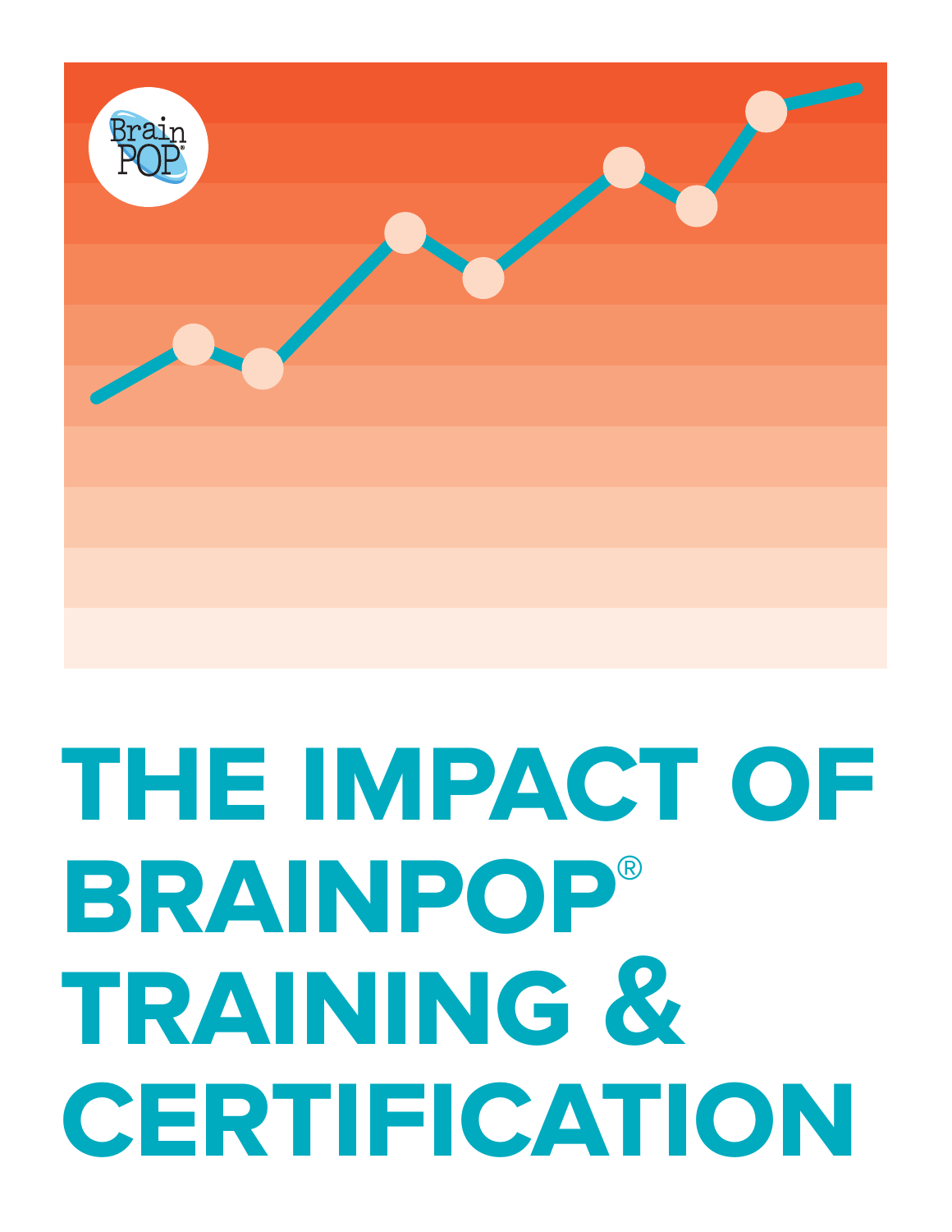# THE IMPACT OF BRAINPOP® TRAINING & CERTIFICATION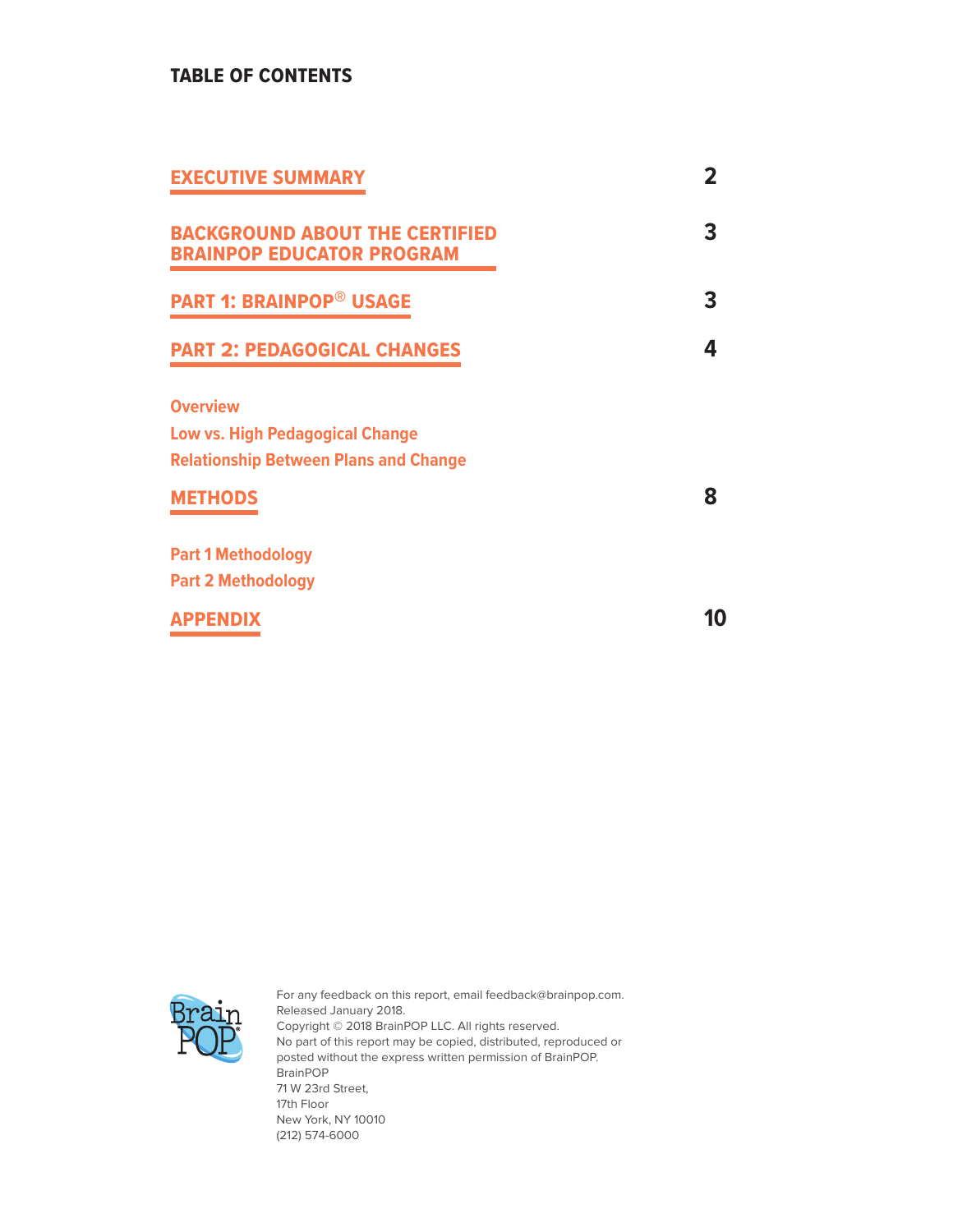## TABLE OF CONTENTS

| | |
|---|---|
| **EXECUTIVE SUMMARY** | 2 |
| **BACKGROUND ABOUT THE CERTIFIED BRAINPOP EDUCATOR PROGRAM** | 3 |
| **PART 1: BRAINPOP® USAGE** | 3 |
| **PART 2: PEDAGOGICAL CHANGES** | 4 |
| Overview | |
| Low vs. High Pedagogical Change | |
| Relationship Between Plans and Change | |
| **METHODS** | 8 |
| Part 1 Methodology | |
| Part 2 Methodology | |
| **APPENDIX** | 10 |

For any feedback on this report, email feedback@brainpop.com.
Released January 2018.
Copyright © 2018 BrainPOP LLC. All rights reserved.
No part of this report may be copied, distributed, reproduced or posted without the express written permission of BrainPOP.
BrainPOP
71 W 23rd Street,
17th Floor
New York, NY 10010
(212) 574-6000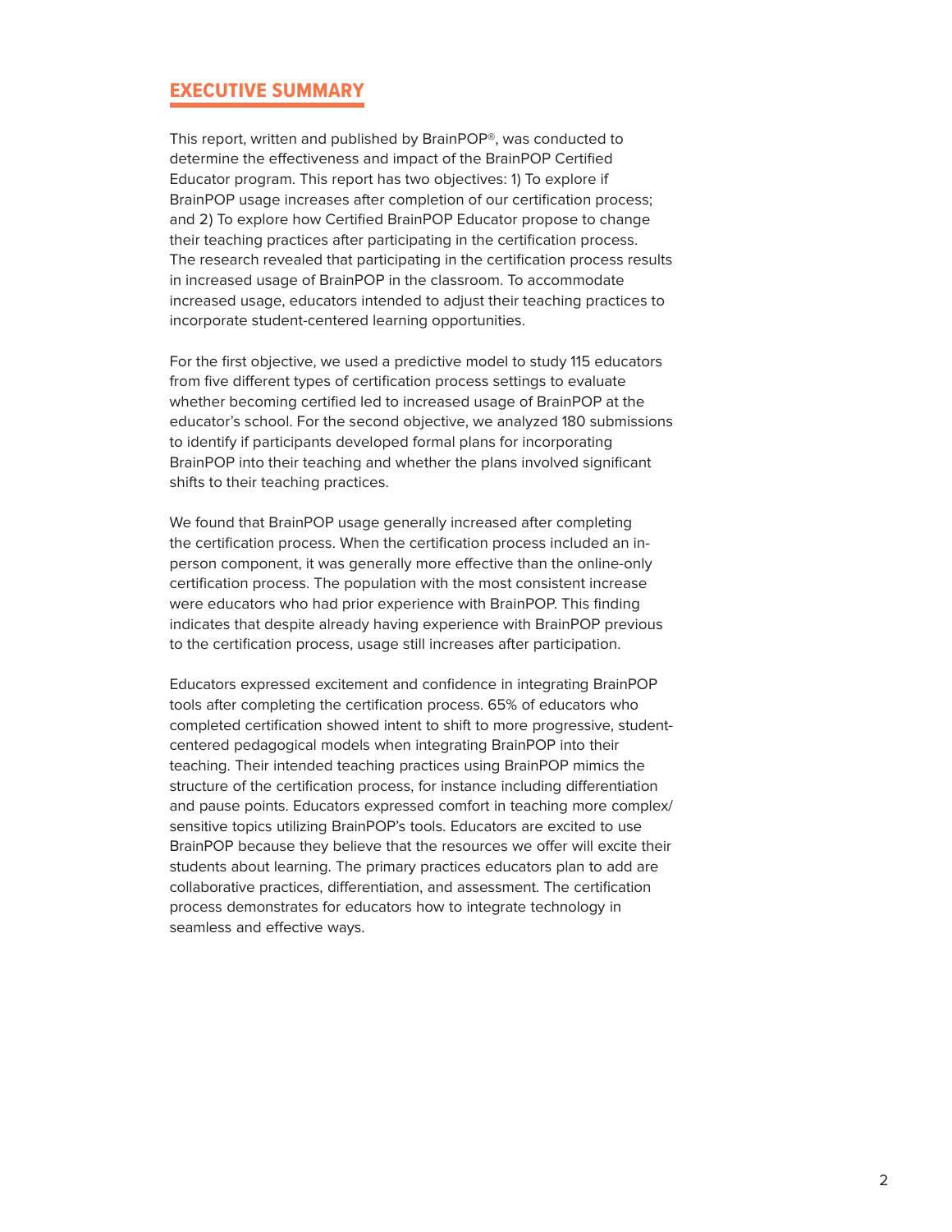## EXECUTIVE SUMMARY

This report, written and published by BrainPOP®, was conducted to determine the effectiveness and impact of the BrainPOP Certified Educator program. This report has two objectives: 1) To explore if BrainPOP usage increases after completion of our certification process; and 2) To explore how Certified BrainPOP Educator propose to change their teaching practices after participating in the certification process. The research revealed that participating in the certification process results in increased usage of BrainPOP in the classroom. To accommodate increased usage, educators intended to adjust their teaching practices to incorporate student-centered learning opportunities.

For the first objective, we used a predictive model to study 115 educators from five different types of certification process settings to evaluate whether becoming certified led to increased usage of BrainPOP at the educator's school. For the second objective, we analyzed 180 submissions to identify if participants developed formal plans for incorporating BrainPOP into their teaching and whether the plans involved significant shifts to their teaching practices.

We found that BrainPOP usage generally increased after completing the certification process. When the certification process included an in-person component, it was generally more effective than the online-only certification process. The population with the most consistent increase were educators who had prior experience with BrainPOP. This finding indicates that despite already having experience with BrainPOP previous to the certification process, usage still increases after participation.

Educators expressed excitement and confidence in integrating BrainPOP tools after completing the certification process. 65% of educators who completed certification showed intent to shift to more progressive, student-centered pedagogical models when integrating BrainPOP into their teaching. Their intended teaching practices using BrainPOP mimics the structure of the certification process, for instance including differentiation and pause points. Educators expressed comfort in teaching more complex/sensitive topics utilizing BrainPOP's tools. Educators are excited to use BrainPOP because they believe that the resources we offer will excite their students about learning. The primary practices educators plan to add are collaborative practices, differentiation, and assessment. The certification process demonstrates for educators how to integrate technology in seamless and effective ways.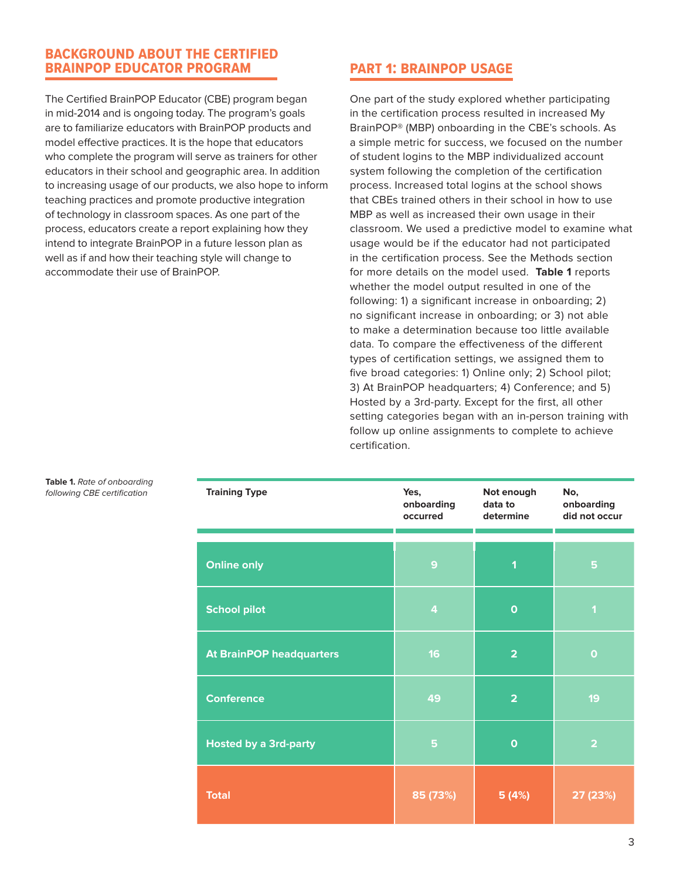## BACKGROUND ABOUT THE CERTIFIED BRAINPOP EDUCATOR PROGRAM

The Certified BrainPOP Educator (CBE) program began in mid-2014 and is ongoing today. The program's goals are to familiarize educators with BrainPOP products and model effective practices. It is the hope that educators who complete the program will serve as trainers for other educators in their school and geographic area. In addition to increasing usage of our products, we also hope to inform teaching practices and promote productive integration of technology in classroom spaces. As one part of the process, educators create a report explaining how they intend to integrate BrainPOP in a future lesson plan as well as if and how their teaching style will change to accommodate their use of BrainPOP.

## PART 1: BRAINPOP USAGE

One part of the study explored whether participating in the certification process resulted in increased My BrainPOP® (MBP) onboarding in the CBE's schools. As a simple metric for success, we focused on the number of student logins to the MBP individualized account system following the completion of the certification process. Increased total logins at the school shows that CBEs trained others in their school in how to use MBP as well as increased their own usage in their classroom. We used a predictive model to examine what usage would be if the educator had not participated in the certification process. See the Methods section for more details on the model used. **Table 1** reports whether the model output resulted in one of the following: 1) a significant increase in onboarding; 2) no significant increase in onboarding; or 3) not able to make a determination because too little available data. To compare the effectiveness of the different types of certification settings, we assigned them to five broad categories: 1) Online only; 2) School pilot; 3) At BrainPOP headquarters; 4) Conference; and 5) Hosted by a 3rd-party. Except for the first, all other setting categories began with an in-person training with follow up online assignments to complete to achieve certification.

**Table 1.** *Rate of onboarding following CBE certification*

| Training Type | Yes, onboarding occurred | Not enough data to determine | No, onboarding did not occur |
|---|---|---|---|
| Online only | 9 | 1 | 5 |
| School pilot | 4 | 0 | 1 |
| At BrainPOP headquarters | 16 | 2 | 0 |
| Conference | 49 | 2 | 19 |
| Hosted by a 3rd-party | 5 | 0 | 2 |
| **Total** | **85 (73%)** | **5 (4%)** | **27 (23%)** |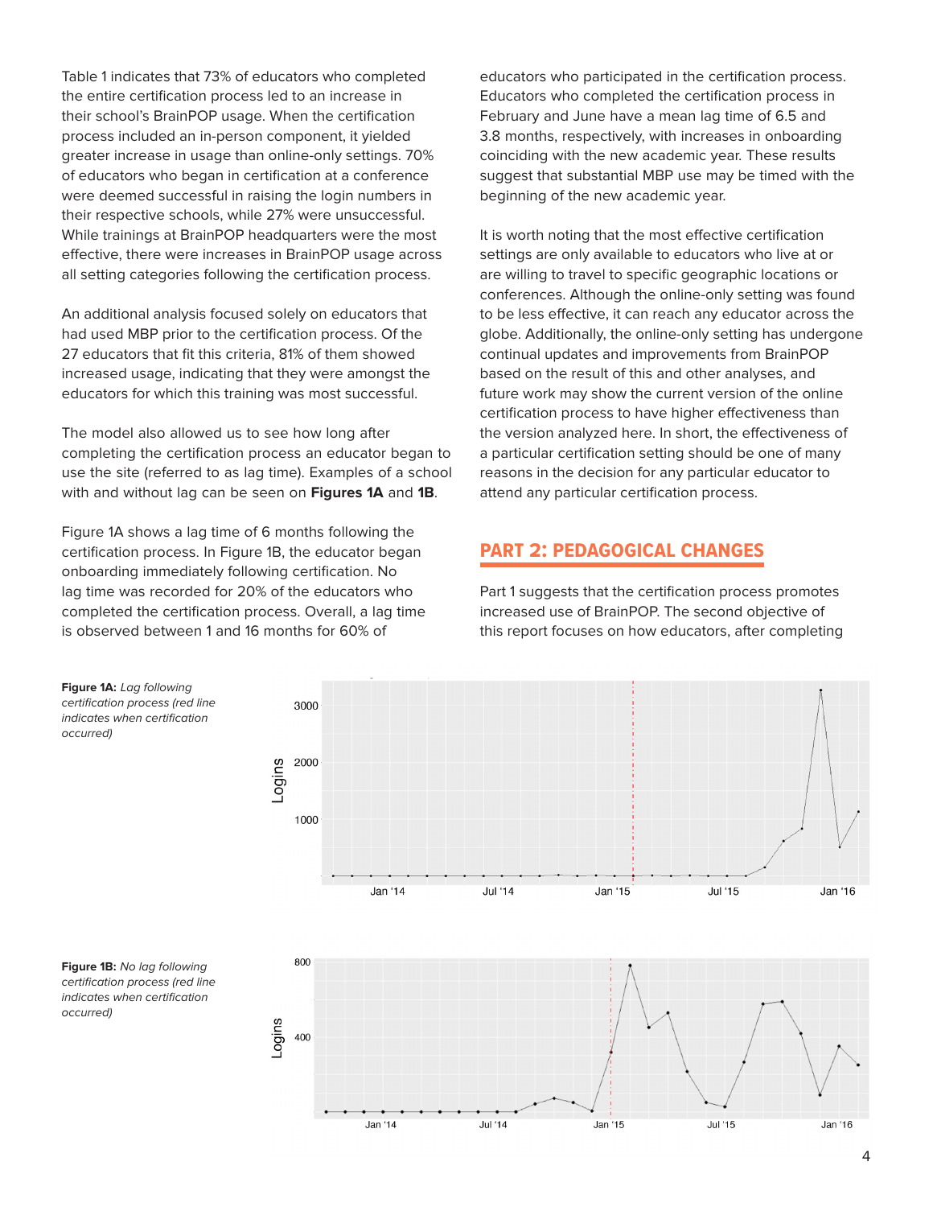Table 1 indicates that 73% of educators who completed the entire certification process led to an increase in their school's BrainPOP usage. When the certification process included an in-person component, it yielded greater increase in usage than online-only settings. 70% of educators who began in certification at a conference were deemed successful in raising the login numbers in their respective schools, while 27% were unsuccessful. While trainings at BrainPOP headquarters were the most effective, there were increases in BrainPOP usage across all setting categories following the certification process.

An additional analysis focused solely on educators that had used MBP prior to the certification process. Of the 27 educators that fit this criteria, 81% of them showed increased usage, indicating that they were amongst the educators for which this training was most successful.

The model also allowed us to see how long after completing the certification process an educator began to use the site (referred to as lag time). Examples of a school with and without lag can be seen on **Figures 1A** and **1B**.

Figure 1A shows a lag time of 6 months following the certification process. In Figure 1B, the educator began onboarding immediately following certification. No lag time was recorded for 20% of the educators who completed the certification process. Overall, a lag time is observed between 1 and 16 months for 60% of educators who participated in the certification process. Educators who completed the certification process in February and June have a mean lag time of 6.5 and 3.8 months, respectively, with increases in onboarding coinciding with the new academic year. These results suggest that substantial MBP use may be timed with the beginning of the new academic year.

It is worth noting that the most effective certification settings are only available to educators who live at or are willing to travel to specific geographic locations or conferences. Although the online-only setting was found to be less effective, it can reach any educator across the globe. Additionally, the online-only setting has undergone continual updates and improvements from BrainPOP based on the result of this and other analyses, and future work may show the current version of the online certification process to have higher effectiveness than the version analyzed here. In short, the effectiveness of a particular certification setting should be one of many reasons in the decision for any particular educator to attend any particular certification process.

## PART 2: PEDAGOGICAL CHANGES

Part 1 suggests that the certification process promotes increased use of BrainPOP. The second objective of this report focuses on how educators, after completing

**Figure 1A:** *Lag following certification process (red line indicates when certification occurred)*

**Figure 1B:** *No lag following certification process (red line indicates when certification occurred)*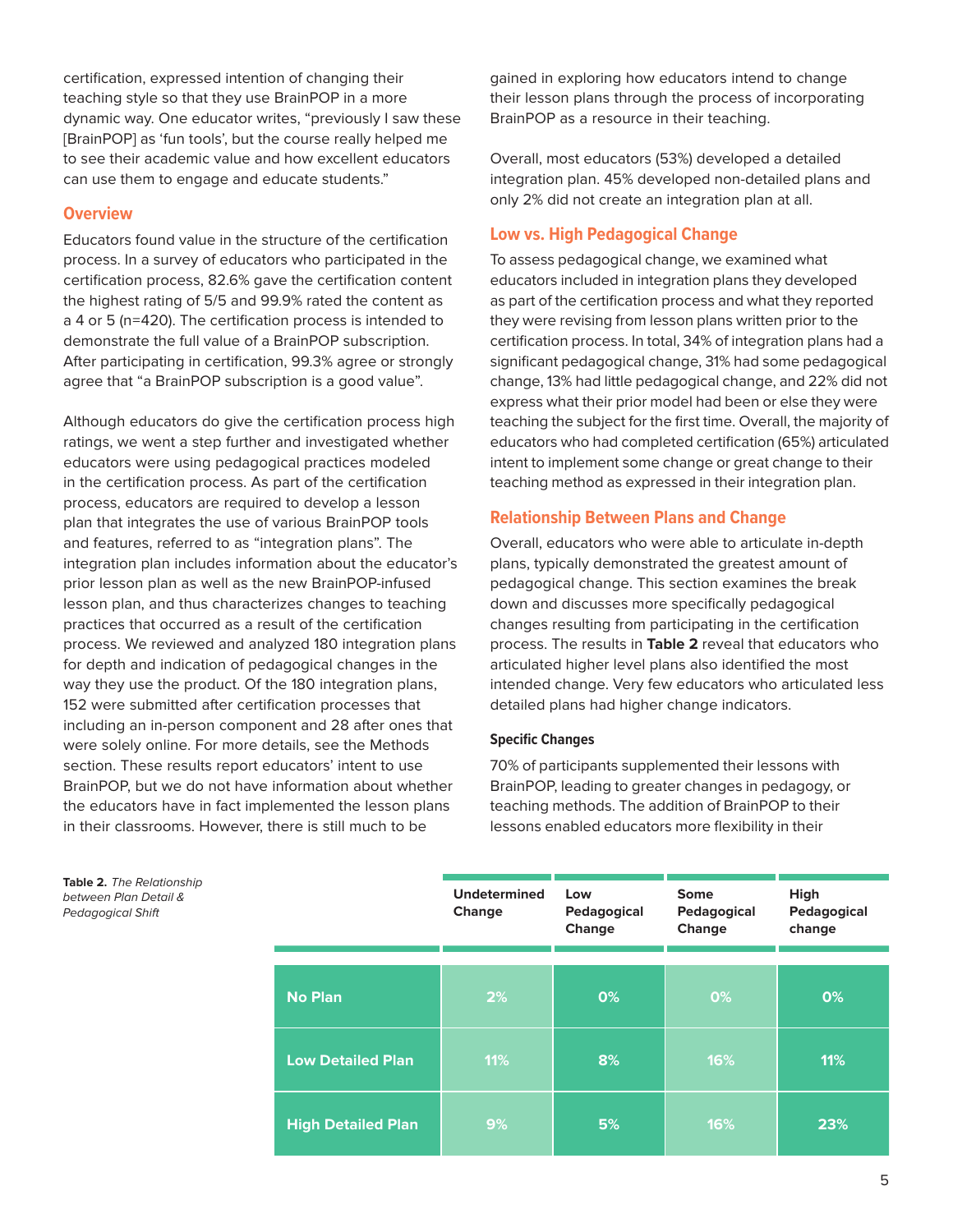certification, expressed intention of changing their teaching style so that they use BrainPOP in a more dynamic way. One educator writes, "previously I saw these [BrainPOP] as 'fun tools', but the course really helped me to see their academic value and how excellent educators can use them to engage and educate students."

## Overview

Educators found value in the structure of the certification process. In a survey of educators who participated in the certification process, 82.6% gave the certification content the highest rating of 5/5 and 99.9% rated the content as a 4 or 5 (n=420). The certification process is intended to demonstrate the full value of a BrainPOP subscription. After participating in certification, 99.3% agree or strongly agree that "a BrainPOP subscription is a good value".

Although educators do give the certification process high ratings, we went a step further and investigated whether educators were using pedagogical practices modeled in the certification process. As part of the certification process, educators are required to develop a lesson plan that integrates the use of various BrainPOP tools and features, referred to as "integration plans". The integration plan includes information about the educator's prior lesson plan as well as the new BrainPOP-infused lesson plan, and thus characterizes changes to teaching practices that occurred as a result of the certification process. We reviewed and analyzed 180 integration plans for depth and indication of pedagogical changes in the way they use the product. Of the 180 integration plans, 152 were submitted after certification processes that including an in-person component and 28 after ones that were solely online. For more details, see the Methods section. These results report educators' intent to use BrainPOP, but we do not have information about whether the educators have in fact implemented the lesson plans in their classrooms. However, there is still much to be gained in exploring how educators intend to change their lesson plans through the process of incorporating BrainPOP as a resource in their teaching.

Overall, most educators (53%) developed a detailed integration plan. 45% developed non-detailed plans and only 2% did not create an integration plan at all.

## Low vs. High Pedagogical Change

To assess pedagogical change, we examined what educators included in integration plans they developed as part of the certification process and what they reported they were revising from lesson plans written prior to the certification process. In total, 34% of integration plans had a significant pedagogical change, 31% had some pedagogical change, 13% had little pedagogical change, and 22% did not express what their prior model had been or else they were teaching the subject for the first time. Overall, the majority of educators who had completed certification (65%) articulated intent to implement some change or great change to their teaching method as expressed in their integration plan.

## Relationship Between Plans and Change

Overall, educators who were able to articulate in-depth plans, typically demonstrated the greatest amount of pedagogical change. This section examines the break down and discusses more specifically pedagogical changes resulting from participating in the certification process. The results in **Table 2** reveal that educators who articulated higher level plans also identified the most intended change. Very few educators who articulated less detailed plans had higher change indicators.

### Specific Changes

70% of participants supplemented their lessons with BrainPOP, leading to greater changes in pedagogy, or teaching methods. The addition of BrainPOP to their lessons enabled educators more flexibility in their

**Table 2.** *The Relationship between Plan Detail & Pedagogical Shift*

| | Undetermined Change | Low Pedagogical Change | Some Pedagogical Change | High Pedagogical change |
|---|---|---|---|---|
| **No Plan** | 2% | 0% | 0% | 0% |
| **Low Detailed Plan** | 11% | 8% | 16% | 11% |
| **High Detailed Plan** | 9% | 5% | 16% | 23% |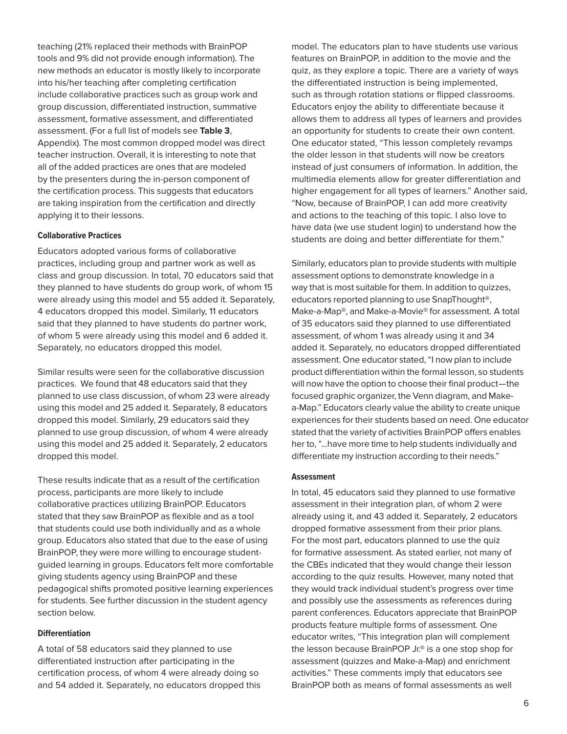teaching (21% replaced their methods with BrainPOP tools and 9% did not provide enough information). The new methods an educator is mostly likely to incorporate into his/her teaching after completing certification include collaborative practices such as group work and group discussion, differentiated instruction, summative assessment, formative assessment, and differentiated assessment. (For a full list of models see **Table 3**, Appendix). The most common dropped model was direct teacher instruction. Overall, it is interesting to note that all of the added practices are ones that are modeled by the presenters during the in-person component of the certification process. This suggests that educators are taking inspiration from the certification and directly applying it to their lessons.

#### Collaborative Practices

Educators adopted various forms of collaborative practices, including group and partner work as well as class and group discussion. In total, 70 educators said that they planned to have students do group work, of whom 15 were already using this model and 55 added it. Separately, 4 educators dropped this model. Similarly, 11 educators said that they planned to have students do partner work, of whom 5 were already using this model and 6 added it. Separately, no educators dropped this model.

Similar results were seen for the collaborative discussion practices. We found that 48 educators said that they planned to use class discussion, of whom 23 were already using this model and 25 added it. Separately, 8 educators dropped this model. Similarly, 29 educators said they planned to use group discussion, of whom 4 were already using this model and 25 added it. Separately, 2 educators dropped this model.

These results indicate that as a result of the certification process, participants are more likely to include collaborative practices utilizing BrainPOP. Educators stated that they saw BrainPOP as flexible and as a tool that students could use both individually and as a whole group. Educators also stated that due to the ease of using BrainPOP, they were more willing to encourage student-guided learning in groups. Educators felt more comfortable giving students agency using BrainPOP and these pedagogical shifts promoted positive learning experiences for students. See further discussion in the student agency section below.

#### Differentiation

A total of 58 educators said they planned to use differentiated instruction after participating in the certification process, of whom 4 were already doing so and 54 added it. Separately, no educators dropped this model. The educators plan to have students use various features on BrainPOP, in addition to the movie and the quiz, as they explore a topic. There are a variety of ways the differentiated instruction is being implemented, such as through rotation stations or flipped classrooms. Educators enjoy the ability to differentiate because it allows them to address all types of learners and provides an opportunity for students to create their own content. One educator stated, "This lesson completely revamps the older lesson in that students will now be creators instead of just consumers of information. In addition, the multimedia elements allow for greater differentiation and higher engagement for all types of learners." Another said, "Now, because of BrainPOP, I can add more creativity and actions to the teaching of this topic. I also love to have data (we use student login) to understand how the students are doing and better differentiate for them."

Similarly, educators plan to provide students with multiple assessment options to demonstrate knowledge in a way that is most suitable for them. In addition to quizzes, educators reported planning to use SnapThought®, Make-a-Map®, and Make-a-Movie® for assessment. A total of 35 educators said they planned to use differentiated assessment, of whom 1 was already using it and 34 added it. Separately, no educators dropped differentiated assessment. One educator stated, "I now plan to include product differentiation within the formal lesson, so students will now have the option to choose their final product—the focused graphic organizer, the Venn diagram, and Make-a-Map." Educators clearly value the ability to create unique experiences for their students based on need. One educator stated that the variety of activities BrainPOP offers enables her to, "...have more time to help students individually and differentiate my instruction according to their needs."

#### Assessment

In total, 45 educators said they planned to use formative assessment in their integration plan, of whom 2 were already using it, and 43 added it. Separately, 2 educators dropped formative assessment from their prior plans. For the most part, educators planned to use the quiz for formative assessment. As stated earlier, not many of the CBEs indicated that they would change their lesson according to the quiz results. However, many noted that they would track individual student's progress over time and possibly use the assessments as references during parent conferences. Educators appreciate that BrainPOP products feature multiple forms of assessment. One educator writes, "This integration plan will complement the lesson because BrainPOP Jr.® is a one stop shop for assessment (quizzes and Make-a-Map) and enrichment activities." These comments imply that educators see BrainPOP both as means of formal assessments as well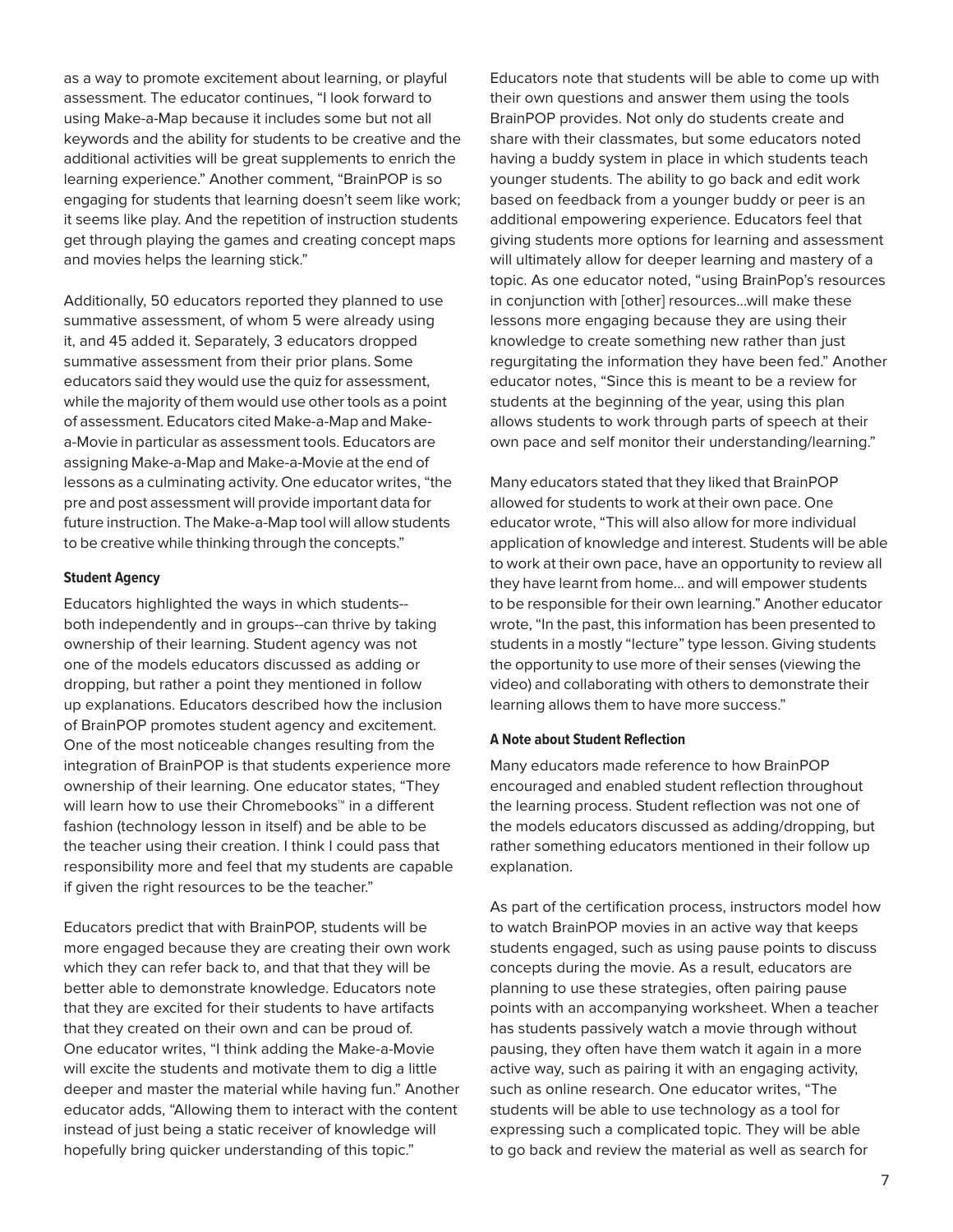as a way to promote excitement about learning, or playful assessment. The educator continues, "I look forward to using Make-a-Map because it includes some but not all keywords and the ability for students to be creative and the additional activities will be great supplements to enrich the learning experience." Another comment, "BrainPOP is so engaging for students that learning doesn't seem like work; it seems like play. And the repetition of instruction students get through playing the games and creating concept maps and movies helps the learning stick."

Additionally, 50 educators reported they planned to use summative assessment, of whom 5 were already using it, and 45 added it. Separately, 3 educators dropped summative assessment from their prior plans. Some educators said they would use the quiz for assessment, while the majority of them would use other tools as a point of assessment. Educators cited Make-a-Map and Make-a-Movie in particular as assessment tools. Educators are assigning Make-a-Map and Make-a-Movie at the end of lessons as a culminating activity. One educator writes, "the pre and post assessment will provide important data for future instruction. The Make-a-Map tool will allow students to be creative while thinking through the concepts."

#### Student Agency

Educators highlighted the ways in which students--both independently and in groups--can thrive by taking ownership of their learning. Student agency was not one of the models educators discussed as adding or dropping, but rather a point they mentioned in follow up explanations. Educators described how the inclusion of BrainPOP promotes student agency and excitement. One of the most noticeable changes resulting from the integration of BrainPOP is that students experience more ownership of their learning. One educator states, "They will learn how to use their Chromebooks™ in a different fashion (technology lesson in itself) and be able to be the teacher using their creation. I think I could pass that responsibility more and feel that my students are capable if given the right resources to be the teacher."

Educators predict that with BrainPOP, students will be more engaged because they are creating their own work which they can refer back to, and that they will be better able to demonstrate knowledge. Educators note that they are excited for their students to have artifacts that they created on their own and can be proud of. One educator writes, "I think adding the Make-a-Movie will excite the students and motivate them to dig a little deeper and master the material while having fun." Another educator adds, "Allowing them to interact with the content instead of just being a static receiver of knowledge will hopefully bring quicker understanding of this topic."

Educators note that students will be able to come up with their own questions and answer them using the tools BrainPOP provides. Not only do students create and share with their classmates, but some educators noted having a buddy system in place in which students teach younger students. The ability to go back and edit work based on feedback from a younger buddy or peer is an additional empowering experience. Educators feel that giving students more options for learning and assessment will ultimately allow for deeper learning and mastery of a topic. As one educator noted, "using BrainPop's resources in conjunction with [other] resources...will make these lessons more engaging because they are using their knowledge to create something new rather than just regurgitating the information they have been fed." Another educator notes, "Since this is meant to be a review for students at the beginning of the year, using this plan allows students to work through parts of speech at their own pace and self monitor their understanding/learning."

Many educators stated that they liked that BrainPOP allowed for students to work at their own pace. One educator wrote, "This will also allow for more individual application of knowledge and interest. Students will be able to work at their own pace, have an opportunity to review all they have learnt from home... and will empower students to be responsible for their own learning." Another educator wrote, "In the past, this information has been presented to students in a mostly "lecture" type lesson. Giving students the opportunity to use more of their senses (viewing the video) and collaborating with others to demonstrate their learning allows them to have more success."

#### A Note about Student Reflection

Many educators made reference to how BrainPOP encouraged and enabled student reflection throughout the learning process. Student reflection was not one of the models educators discussed as adding/dropping, but rather something educators mentioned in their follow up explanation.

As part of the certification process, instructors model how to watch BrainPOP movies in an active way that keeps students engaged, such as using pause points to discuss concepts during the movie. As a result, educators are planning to use these strategies, often pairing pause points with an accompanying worksheet. When a teacher has students passively watch a movie through without pausing, they often have them watch it again in a more active way, such as pairing it with an engaging activity, such as online research. One educator writes, "The students will be able to use technology as a tool for expressing such a complicated topic. They will be able to go back and review the material as well as search for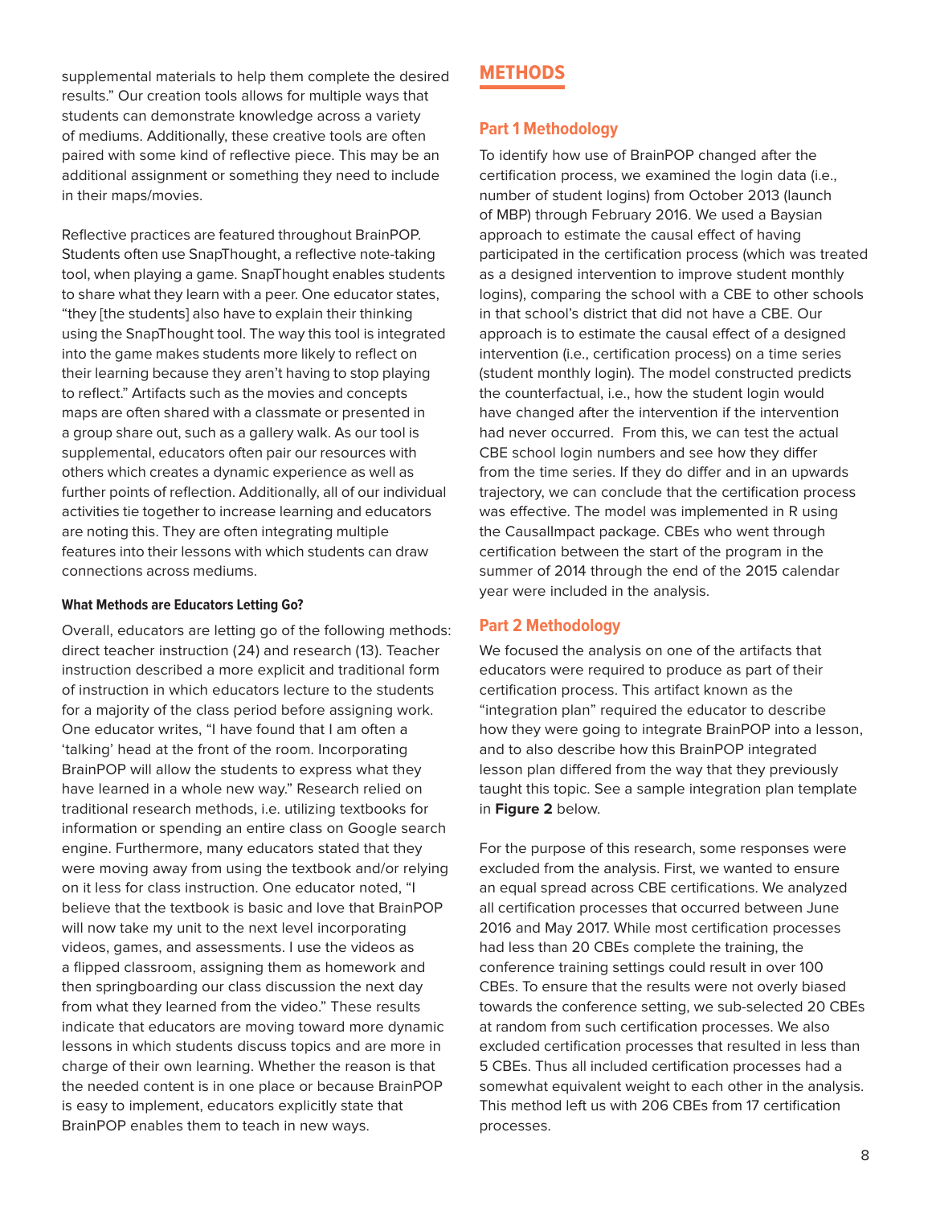supplemental materials to help them complete the desired results." Our creation tools allows for multiple ways that students can demonstrate knowledge across a variety of mediums. Additionally, these creative tools are often paired with some kind of reflective piece. This may be an additional assignment or something they need to include in their maps/movies.

Reflective practices are featured throughout BrainPOP. Students often use SnapThought, a reflective note-taking tool, when playing a game. SnapThought enables students to share what they learn with a peer. One educator states, "they [the students] also have to explain their thinking using the SnapThought tool. The way this tool is integrated into the game makes students more likely to reflect on their learning because they aren't having to stop playing to reflect." Artifacts such as the movies and concepts maps are often shared with a classmate or presented in a group share out, such as a gallery walk. As our tool is supplemental, educators often pair our resources with others which creates a dynamic experience as well as further points of reflection. Additionally, all of our individual activities tie together to increase learning and educators are noting this. They are often integrating multiple features into their lessons with which students can draw connections across mediums.

#### What Methods are Educators Letting Go?

Overall, educators are letting go of the following methods: direct teacher instruction (24) and research (13). Teacher instruction described a more explicit and traditional form of instruction in which educators lecture to the students for a majority of the class period before assigning work. One educator writes, "I have found that I am often a 'talking' head at the front of the room. Incorporating BrainPOP will allow the students to express what they have learned in a whole new way." Research relied on traditional research methods, i.e. utilizing textbooks for information or spending an entire class on Google search engine. Furthermore, many educators stated that they were moving away from using the textbook and/or relying on it less for class instruction. One educator noted, "I believe that the textbook is basic and love that BrainPOP will now take my unit to the next level incorporating videos, games, and assessments. I use the videos as a flipped classroom, assigning them as homework and then springboarding our class discussion the next day from what they learned from the video." These results indicate that educators are moving toward more dynamic lessons in which students discuss topics and are more in charge of their own learning. Whether the reason is that the needed content is in one place or because BrainPOP is easy to implement, educators explicitly state that BrainPOP enables them to teach in new ways.

## METHODS

### Part 1 Methodology

To identify how use of BrainPOP changed after the certification process, we examined the login data (i.e., number of student logins) from October 2013 (launch of MBP) through February 2016. We used a Baysian approach to estimate the causal effect of having participated in the certification process (which was treated as a designed intervention to improve student monthly logins), comparing the school with a CBE to other schools in that school's district that did not have a CBE. Our approach is to estimate the causal effect of a designed intervention (i.e., certification process) on a time series (student monthly login). The model constructed predicts the counterfactual, i.e., how the student login would have changed after the intervention if the intervention had never occurred. From this, we can test the actual CBE school login numbers and see how they differ from the time series. If they do differ and in an upwards trajectory, we can conclude that the certification process was effective. The model was implemented in R using the CausalImpact package. CBEs who went through certification between the start of the program in the summer of 2014 through the end of the 2015 calendar year were included in the analysis.

### Part 2 Methodology

We focused the analysis on one of the artifacts that educators were required to produce as part of their certification process. This artifact known as the "integration plan" required the educator to describe how they were going to integrate BrainPOP into a lesson, and to also describe how this BrainPOP integrated lesson plan differed from the way that they previously taught this topic. See a sample integration plan template in **Figure 2** below.

For the purpose of this research, some responses were excluded from the analysis. First, we wanted to ensure an equal spread across CBE certifications. We analyzed all certification processes that occurred between June 2016 and May 2017. While most certification processes had less than 20 CBEs complete the training, the conference training settings could result in over 100 CBEs. To ensure that the results were not overly biased towards the conference setting, we sub-selected 20 CBEs at random from such certification processes. We also excluded certification processes that resulted in less than 5 CBEs. Thus all included certification processes had a somewhat equivalent weight to each other in the analysis. This method left us with 206 CBEs from 17 certification processes.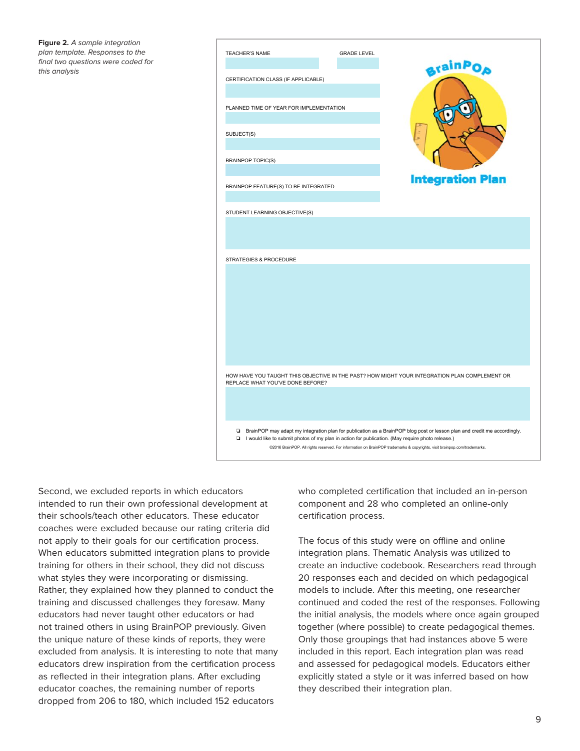**Figure 2.** *A sample integration plan template. Responses to the final two questions were coded for this analysis*

TEACHER'S NAME

GRADE LEVEL

CERTIFICATION CLASS (IF APPLICABLE)

PLANNED TIME OF YEAR FOR IMPLEMENTATION

SUBJECT(S)

BRAINPOP TOPIC(S)

BRAINPOP FEATURE(S) TO BE INTEGRATED

BrainPOP Integration Plan

STUDENT LEARNING OBJECTIVE(S)

STRATEGIES & PROCEDURE

HOW HAVE YOU TAUGHT THIS OBJECTIVE IN THE PAST? HOW MIGHT YOUR INTEGRATION PLAN COMPLEMENT OR REPLACE WHAT YOU'VE DONE BEFORE?

- BrainPOP may adapt my integration plan for publication as a BrainPOP blog post or lesson plan and credit me accordingly.
- I would like to submit photos of my plan in action for publication. (May require photo release.)

©2016 BrainPOP. All rights reserved. For information on BrainPOP trademarks & copyrights, visit brainpop.com/trademarks.

Second, we excluded reports in which educators intended to run their own professional development at their schools/teach other educators. These educator coaches were excluded because our rating criteria did not apply to their goals for our certification process. When educators submitted integration plans to provide training for others in their school, they did not discuss what styles they were incorporating or dismissing. Rather, they explained how they planned to conduct the training and discussed challenges they foresaw. Many educators had never taught other educators or had not trained others in using BrainPOP previously. Given the unique nature of these kinds of reports, they were excluded from analysis. It is interesting to note that many educators drew inspiration from the certification process as reflected in their integration plans. After excluding educator coaches, the remaining number of reports dropped from 206 to 180, which included 152 educators who completed certification that included an in-person component and 28 who completed an online-only certification process.

The focus of this study were on offline and online integration plans. Thematic Analysis was utilized to create an inductive codebook. Researchers read through 20 responses each and decided on which pedagogical models to include. After this meeting, one researcher continued and coded the rest of the responses. Following the initial analysis, the models where once again grouped together (where possible) to create pedagogical themes. Only those groupings that had instances above 5 were included in this report. Each integration plan was read and assessed for pedagogical models. Educators either explicitly stated a style or it was inferred based on how they described their integration plan.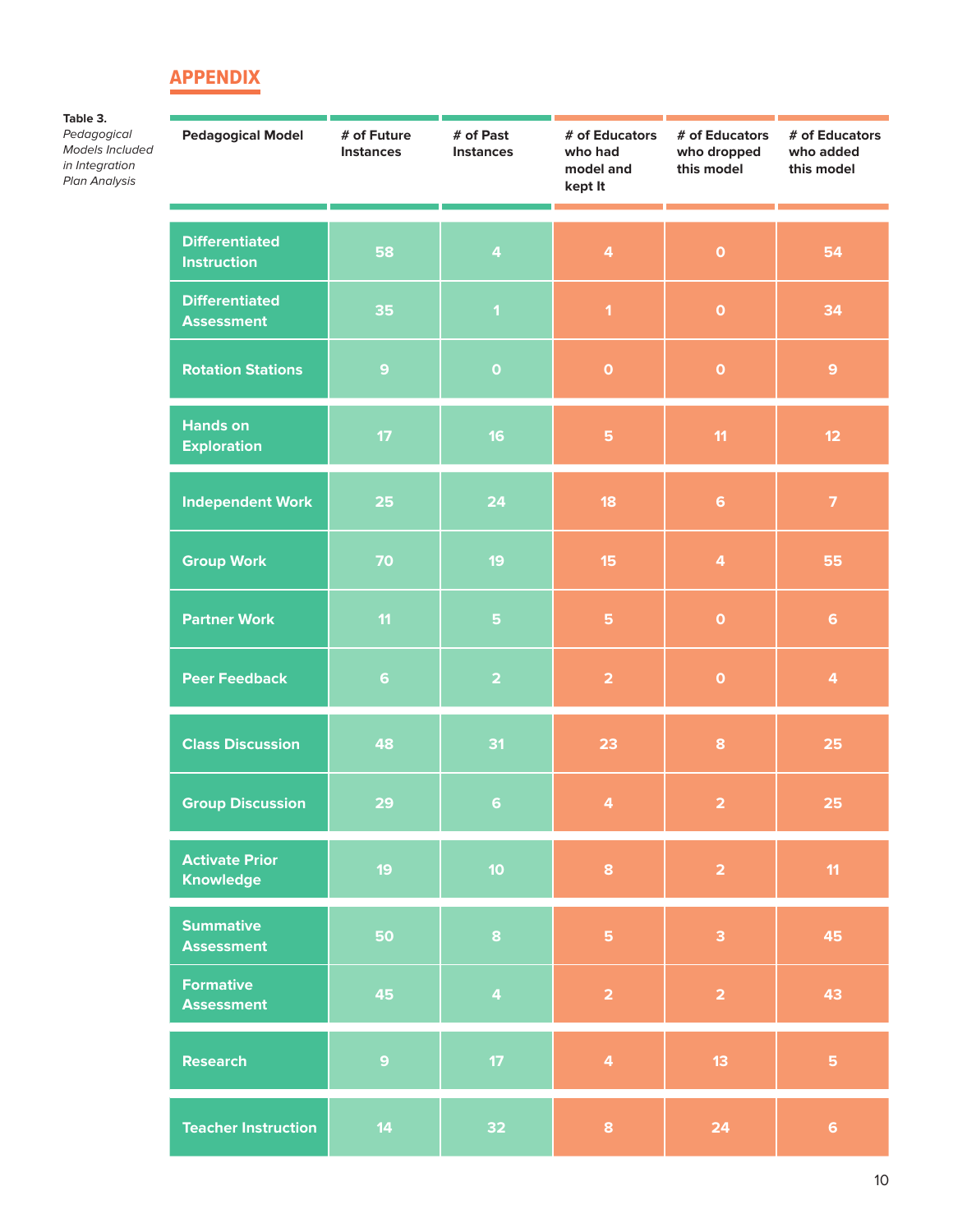## APPENDIX

**Table 3.**
*Pedagogical Models Included in Integration Plan Analysis*

| Pedagogical Model | # of Future Instances | # of Past Instances | # of Educators who had model and kept It | # of Educators who dropped this model | # of Educators who added this model |
|---|---|---|---|---|---|
| Differentiated Instruction | 58 | 4 | 4 | 0 | 54 |
| Differentiated Assessment | 35 | 1 | 1 | 0 | 34 |
| Rotation Stations | 9 | 0 | 0 | 0 | 9 |
| Hands on Exploration | 17 | 16 | 5 | 11 | 12 |
| Independent Work | 25 | 24 | 18 | 6 | 7 |
| Group Work | 70 | 19 | 15 | 4 | 55 |
| Partner Work | 11 | 5 | 5 | 0 | 6 |
| Peer Feedback | 6 | 2 | 2 | 0 | 4 |
| Class Discussion | 48 | 31 | 23 | 8 | 25 |
| Group Discussion | 29 | 6 | 4 | 2 | 25 |
| Activate Prior Knowledge | 19 | 10 | 8 | 2 | 11 |
| Summative Assessment | 50 | 8 | 5 | 3 | 45 |
| Formative Assessment | 45 | 4 | 2 | 2 | 43 |
| Research | 9 | 17 | 4 | 13 | 5 |
| Teacher Instruction | 14 | 32 | 8 | 24 | 6 |